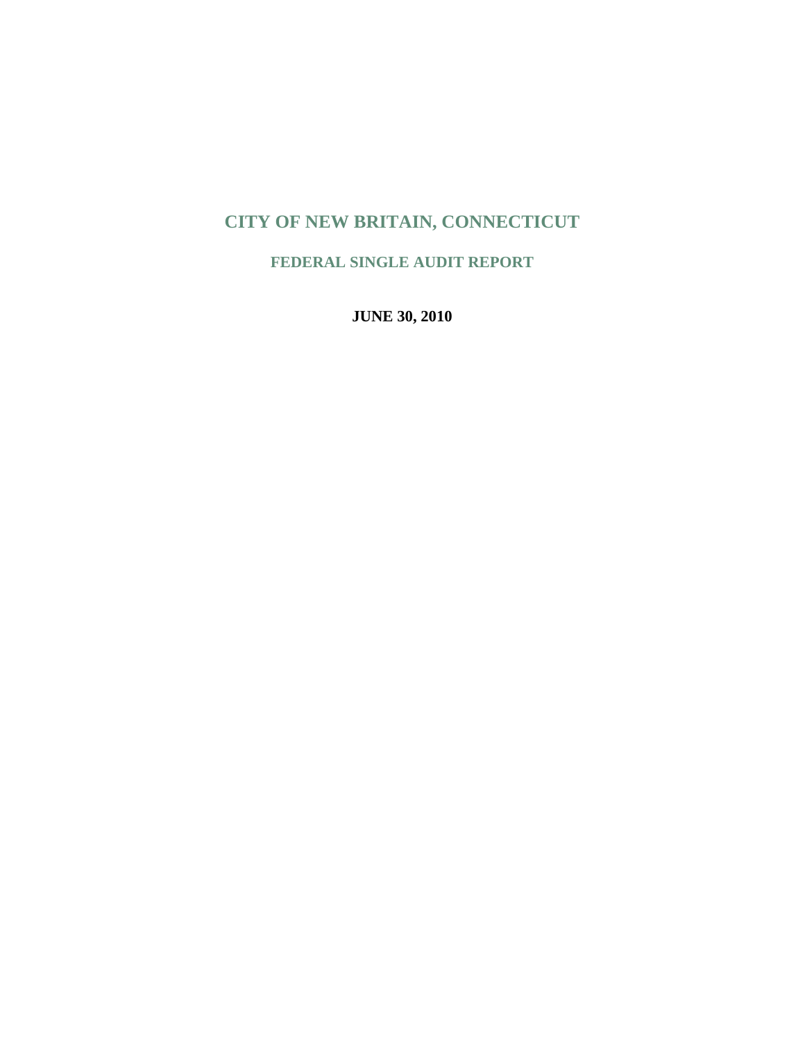# CITY OF NEW BRITAIN, CONNECTICUT

## FEDERAL SINGLE AUDIT REPORT

**JUNE 30, 2010**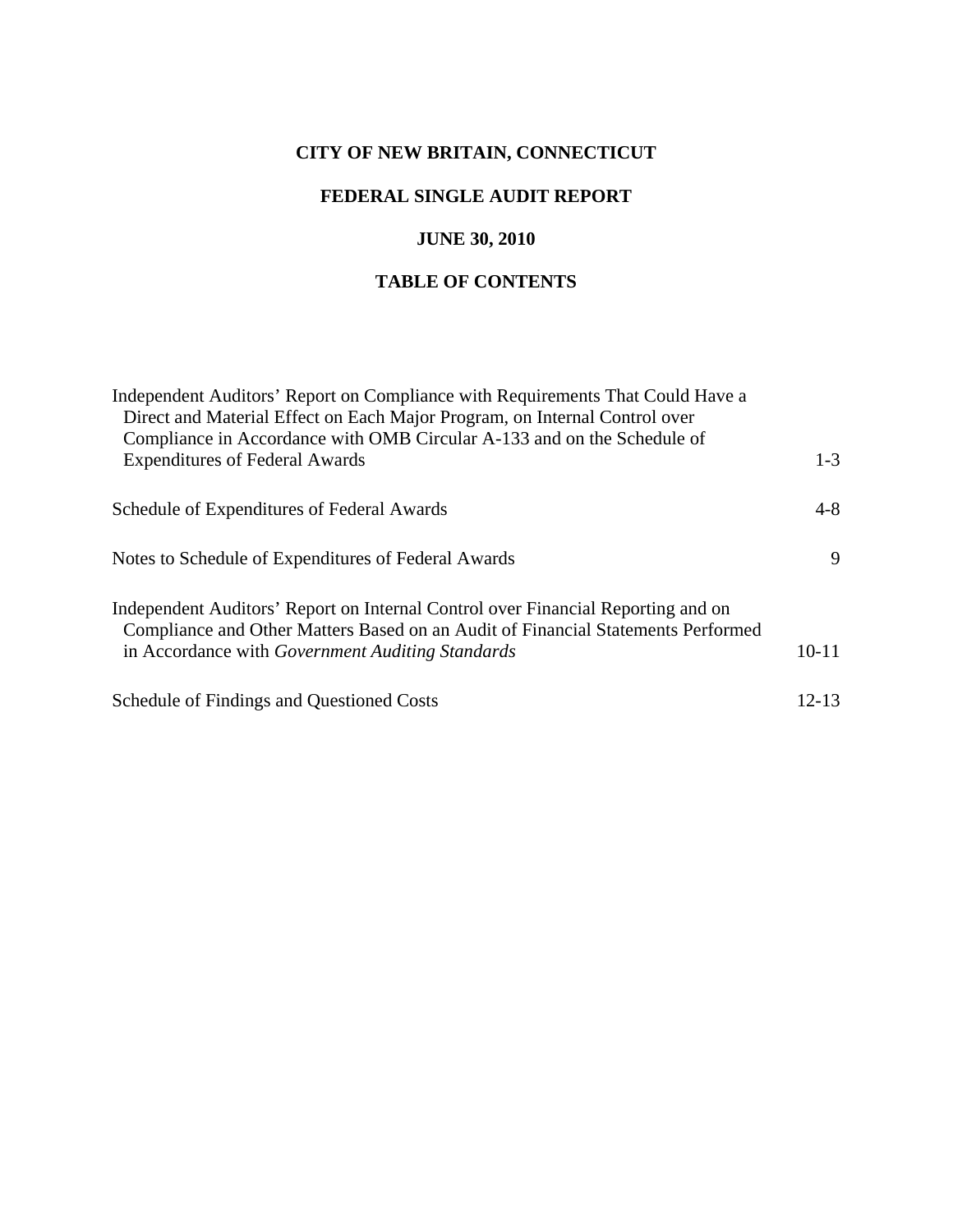# CITY OF NEW BRITAIN, CONNECTICUT

## FEDERAL SINGLE AUDIT REPORT

## JUNE 30, 2010

## TABLE OF CONTENTS

| | |
|---|---|
| Independent Auditors' Report on Compliance with Requirements That Could Have a Direct and Material Effect on Each Major Program, on Internal Control over Compliance in Accordance with OMB Circular A-133 and on the Schedule of Expenditures of Federal Awards | 1-3 |
| Schedule of Expenditures of Federal Awards | 4-8 |
| Notes to Schedule of Expenditures of Federal Awards | 9 |
| Independent Auditors' Report on Internal Control over Financial Reporting and on Compliance and Other Matters Based on an Audit of Financial Statements Performed in Accordance with *Government Auditing Standards* | 10-11 |
| Schedule of Findings and Questioned Costs | 12-13 |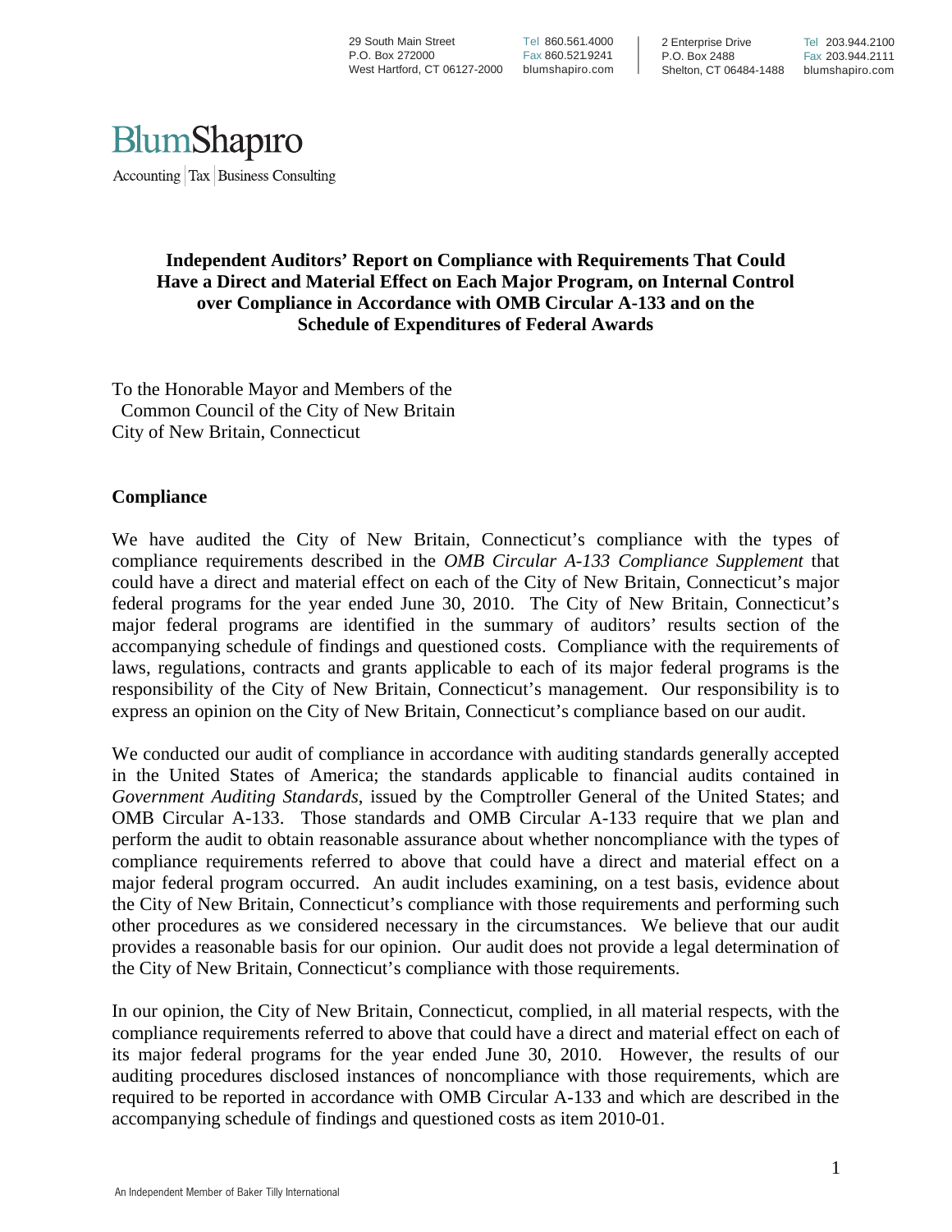29 South Main Street
P.O. Box 272000
West Hartford, CT 06127-2000

Tel 860.561.4000
Fax 860.521.9241
blumshapiro.com

2 Enterprise Drive
P.O. Box 2488
Shelton, CT 06484-1488

Tel 203.944.2100
Fax 203.944.2111
blumshapiro.com

BlumShapiro

Accounting | Tax | Business Consulting

## Independent Auditors' Report on Compliance with Requirements That Could Have a Direct and Material Effect on Each Major Program, on Internal Control over Compliance in Accordance with OMB Circular A-133 and on the Schedule of Expenditures of Federal Awards

To the Honorable Mayor and Members of the
Common Council of the City of New Britain
City of New Britain, Connecticut

### Compliance

We have audited the City of New Britain, Connecticut's compliance with the types of compliance requirements described in the *OMB Circular A-133 Compliance Supplement* that could have a direct and material effect on each of the City of New Britain, Connecticut's major federal programs for the year ended June 30, 2010. The City of New Britain, Connecticut's major federal programs are identified in the summary of auditors' results section of the accompanying schedule of findings and questioned costs. Compliance with the requirements of laws, regulations, contracts and grants applicable to each of its major federal programs is the responsibility of the City of New Britain, Connecticut's management. Our responsibility is to express an opinion on the City of New Britain, Connecticut's compliance based on our audit.

We conducted our audit of compliance in accordance with auditing standards generally accepted in the United States of America; the standards applicable to financial audits contained in *Government Auditing Standards*, issued by the Comptroller General of the United States; and OMB Circular A-133. Those standards and OMB Circular A-133 require that we plan and perform the audit to obtain reasonable assurance about whether noncompliance with the types of compliance requirements referred to above that could have a direct and material effect on a major federal program occurred. An audit includes examining, on a test basis, evidence about the City of New Britain, Connecticut's compliance with those requirements and performing such other procedures as we considered necessary in the circumstances. We believe that our audit provides a reasonable basis for our opinion. Our audit does not provide a legal determination of the City of New Britain, Connecticut's compliance with those requirements.

In our opinion, the City of New Britain, Connecticut, complied, in all material respects, with the compliance requirements referred to above that could have a direct and material effect on each of its major federal programs for the year ended June 30, 2010. However, the results of our auditing procedures disclosed instances of noncompliance with those requirements, which are required to be reported in accordance with OMB Circular A-133 and which are described in the accompanying schedule of findings and questioned costs as item 2010-01.

An Independent Member of Baker Tilly International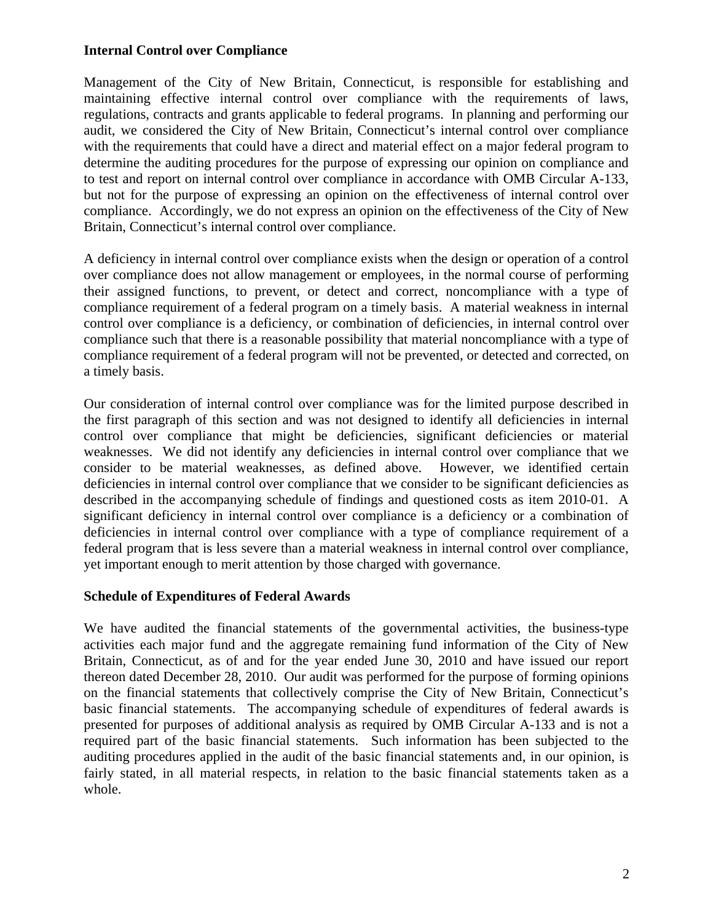## Internal Control over Compliance

Management of the City of New Britain, Connecticut, is responsible for establishing and maintaining effective internal control over compliance with the requirements of laws, regulations, contracts and grants applicable to federal programs. In planning and performing our audit, we considered the City of New Britain, Connecticut's internal control over compliance with the requirements that could have a direct and material effect on a major federal program to determine the auditing procedures for the purpose of expressing our opinion on compliance and to test and report on internal control over compliance in accordance with OMB Circular A-133, but not for the purpose of expressing an opinion on the effectiveness of internal control over compliance. Accordingly, we do not express an opinion on the effectiveness of the City of New Britain, Connecticut's internal control over compliance.

A deficiency in internal control over compliance exists when the design or operation of a control over compliance does not allow management or employees, in the normal course of performing their assigned functions, to prevent, or detect and correct, noncompliance with a type of compliance requirement of a federal program on a timely basis. A material weakness in internal control over compliance is a deficiency, or combination of deficiencies, in internal control over compliance such that there is a reasonable possibility that material noncompliance with a type of compliance requirement of a federal program will not be prevented, or detected and corrected, on a timely basis.

Our consideration of internal control over compliance was for the limited purpose described in the first paragraph of this section and was not designed to identify all deficiencies in internal control over compliance that might be deficiencies, significant deficiencies or material weaknesses. We did not identify any deficiencies in internal control over compliance that we consider to be material weaknesses, as defined above. However, we identified certain deficiencies in internal control over compliance that we consider to be significant deficiencies as described in the accompanying schedule of findings and questioned costs as item 2010-01. A significant deficiency in internal control over compliance is a deficiency or a combination of deficiencies in internal control over compliance with a type of compliance requirement of a federal program that is less severe than a material weakness in internal control over compliance, yet important enough to merit attention by those charged with governance.

## Schedule of Expenditures of Federal Awards

We have audited the financial statements of the governmental activities, the business-type activities each major fund and the aggregate remaining fund information of the City of New Britain, Connecticut, as of and for the year ended June 30, 2010 and have issued our report thereon dated December 28, 2010. Our audit was performed for the purpose of forming opinions on the financial statements that collectively comprise the City of New Britain, Connecticut's basic financial statements. The accompanying schedule of expenditures of federal awards is presented for purposes of additional analysis as required by OMB Circular A-133 and is not a required part of the basic financial statements. Such information has been subjected to the auditing procedures applied in the audit of the basic financial statements and, in our opinion, is fairly stated, in all material respects, in relation to the basic financial statements taken as a whole.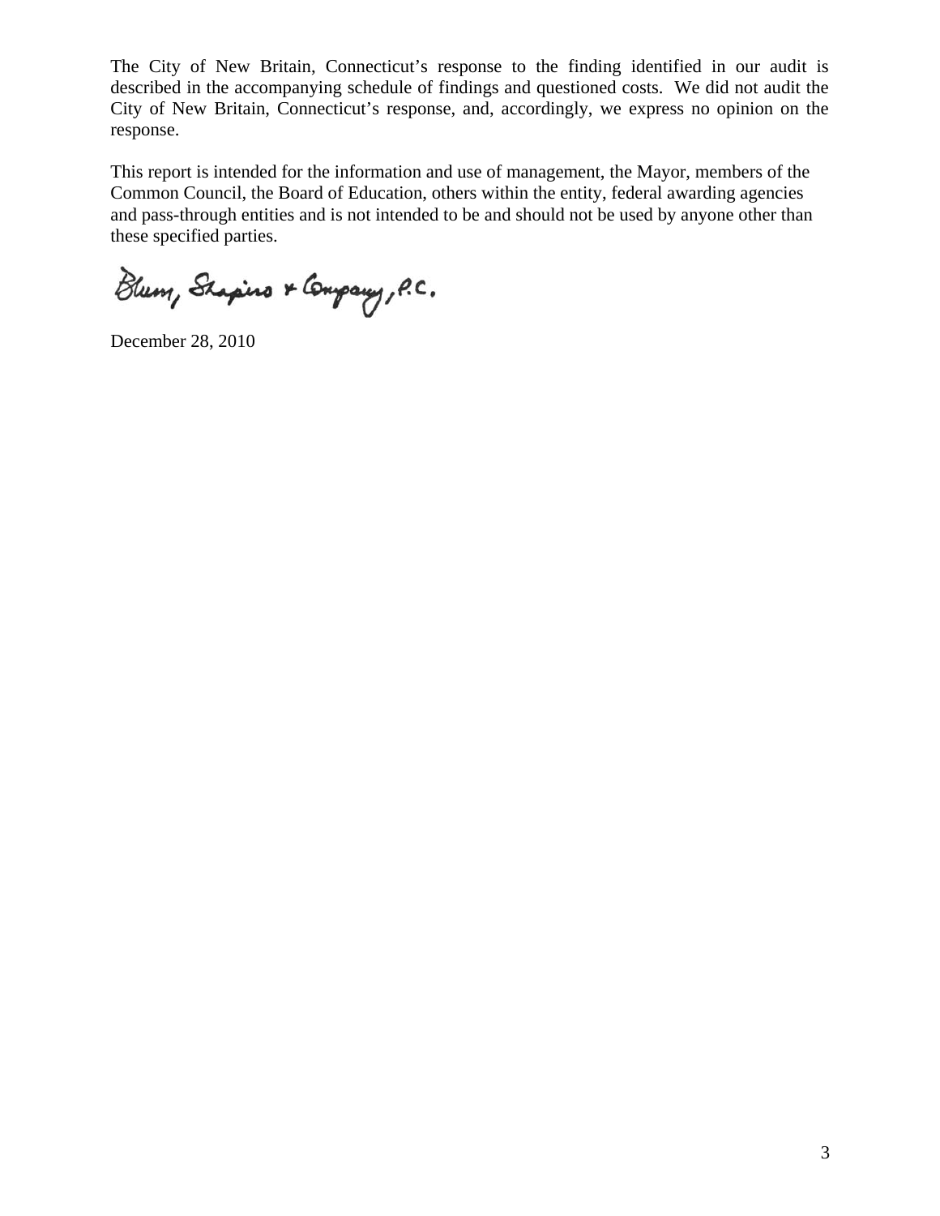The City of New Britain, Connecticut's response to the finding identified in our audit is described in the accompanying schedule of findings and questioned costs. We did not audit the City of New Britain, Connecticut's response, and, accordingly, we express no opinion on the response.

This report is intended for the information and use of management, the Mayor, members of the Common Council, the Board of Education, others within the entity, federal awarding agencies and pass-through entities and is not intended to be and should not be used by anyone other than these specified parties.

Blum, Shapiro & Company, P.C.

December 28, 2010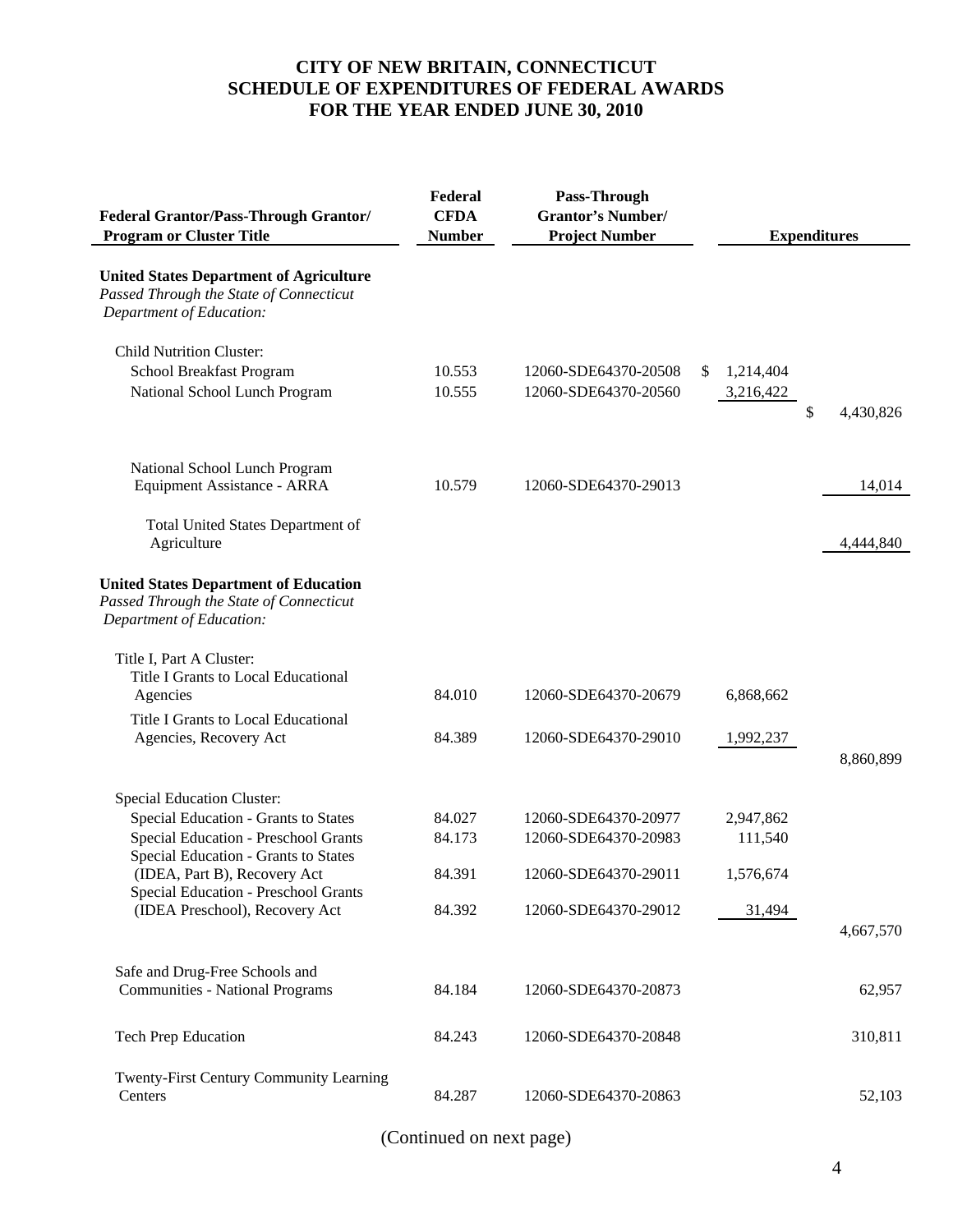# CITY OF NEW BRITAIN, CONNECTICUT
## SCHEDULE OF EXPENDITURES OF FEDERAL AWARDS
## FOR THE YEAR ENDED JUNE 30, 2010

| Federal Grantor/Pass-Through Grantor/ Program or Cluster Title | Federal CFDA Number | Pass-Through Grantor's Number/ Project Number | Expenditures | |
|---|---|---|---|---|
| **United States Department of Agriculture** | | | | |
| *Passed Through the State of Connecticut Department of Education:* | | | | |
| Child Nutrition Cluster: | | | | |
| School Breakfast Program | 10.553 | 12060-SDE64370-20508 | $ 1,214,404 | |
| National School Lunch Program | 10.555 | 12060-SDE64370-20560 | 3,216,422 | |
| | | | | $ 4,430,826 |
| National School Lunch Program Equipment Assistance - ARRA | 10.579 | 12060-SDE64370-29013 | | 14,014 |
| Total United States Department of Agriculture | | | | 4,444,840 |
| **United States Department of Education** | | | | |
| *Passed Through the State of Connecticut Department of Education:* | | | | |
| Title I, Part A Cluster: | | | | |
| Title I Grants to Local Educational Agencies | 84.010 | 12060-SDE64370-20679 | 6,868,662 | |
| Title I Grants to Local Educational Agencies, Recovery Act | 84.389 | 12060-SDE64370-29010 | 1,992,237 | |
| | | | | 8,860,899 |
| Special Education Cluster: | | | | |
| Special Education - Grants to States | 84.027 | 12060-SDE64370-20977 | 2,947,862 | |
| Special Education - Preschool Grants | 84.173 | 12060-SDE64370-20983 | 111,540 | |
| Special Education - Grants to States (IDEA, Part B), Recovery Act | 84.391 | 12060-SDE64370-29011 | 1,576,674 | |
| Special Education - Preschool Grants (IDEA Preschool), Recovery Act | 84.392 | 12060-SDE64370-29012 | 31,494 | |
| | | | | 4,667,570 |
| Safe and Drug-Free Schools and Communities - National Programs | 84.184 | 12060-SDE64370-20873 | | 62,957 |
| Tech Prep Education | 84.243 | 12060-SDE64370-20848 | | 310,811 |
| Twenty-First Century Community Learning Centers | 84.287 | 12060-SDE64370-20863 | | 52,103 |

(Continued on next page)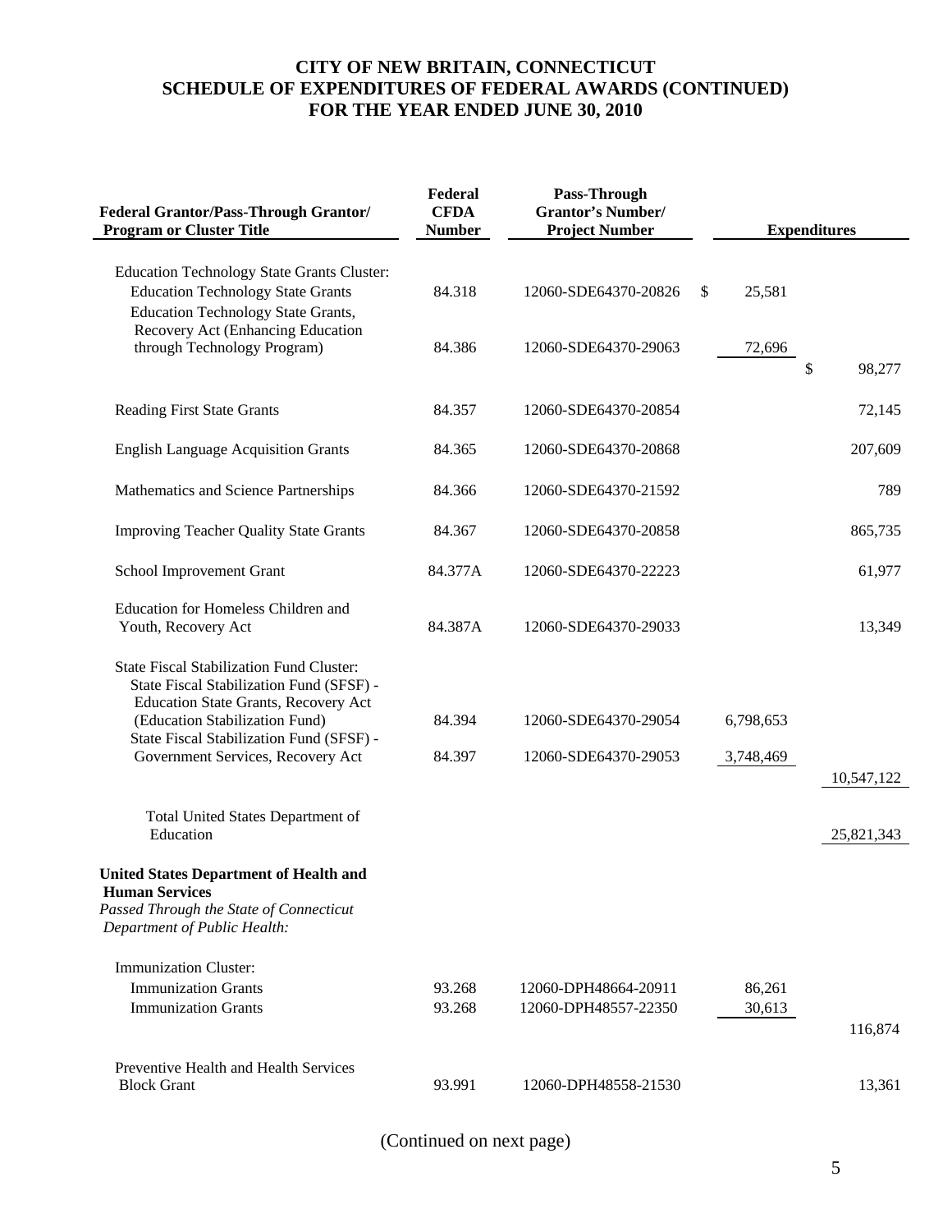# CITY OF NEW BRITAIN, CONNECTICUT
## SCHEDULE OF EXPENDITURES OF FEDERAL AWARDS (CONTINUED)
## FOR THE YEAR ENDED JUNE 30, 2010

| Federal Grantor/Pass-Through Grantor/ Program or Cluster Title | Federal CFDA Number | Pass-Through Grantor's Number/ Project Number | Expenditures | |
|---|---|---|---|---|
| Education Technology State Grants Cluster: | | | | |
| Education Technology State Grants | 84.318 | 12060-SDE64370-20826 | $ 25,581 | |
| Education Technology State Grants, Recovery Act (Enhancing Education through Technology Program) | 84.386 | 12060-SDE64370-29063 | 72,696 | $ 98,277 |
| Reading First State Grants | 84.357 | 12060-SDE64370-20854 | | 72,145 |
| English Language Acquisition Grants | 84.365 | 12060-SDE64370-20868 | | 207,609 |
| Mathematics and Science Partnerships | 84.366 | 12060-SDE64370-21592 | | 789 |
| Improving Teacher Quality State Grants | 84.367 | 12060-SDE64370-20858 | | 865,735 |
| School Improvement Grant | 84.377A | 12060-SDE64370-22223 | | 61,977 |
| Education for Homeless Children and Youth, Recovery Act | 84.387A | 12060-SDE64370-29033 | | 13,349 |
| State Fiscal Stabilization Fund Cluster: | | | | |
| State Fiscal Stabilization Fund (SFSF) - Education State Grants, Recovery Act (Education Stabilization Fund) | 84.394 | 12060-SDE64370-29054 | 6,798,653 | |
| State Fiscal Stabilization Fund (SFSF) - Government Services, Recovery Act | 84.397 | 12060-SDE64370-29053 | 3,748,469 | 10,547,122 |
| Total United States Department of Education | | | | 25,821,343 |
| **United States Department of Health and Human Services** | | | | |
| *Passed Through the State of Connecticut Department of Public Health:* | | | | |
| Immunization Cluster: | | | | |
| Immunization Grants | 93.268 | 12060-DPH48664-20911 | 86,261 | |
| Immunization Grants | 93.268 | 12060-DPH48557-22350 | 30,613 | 116,874 |
| Preventive Health and Health Services Block Grant | 93.991 | 12060-DPH48558-21530 | | 13,361 |

(Continued on next page)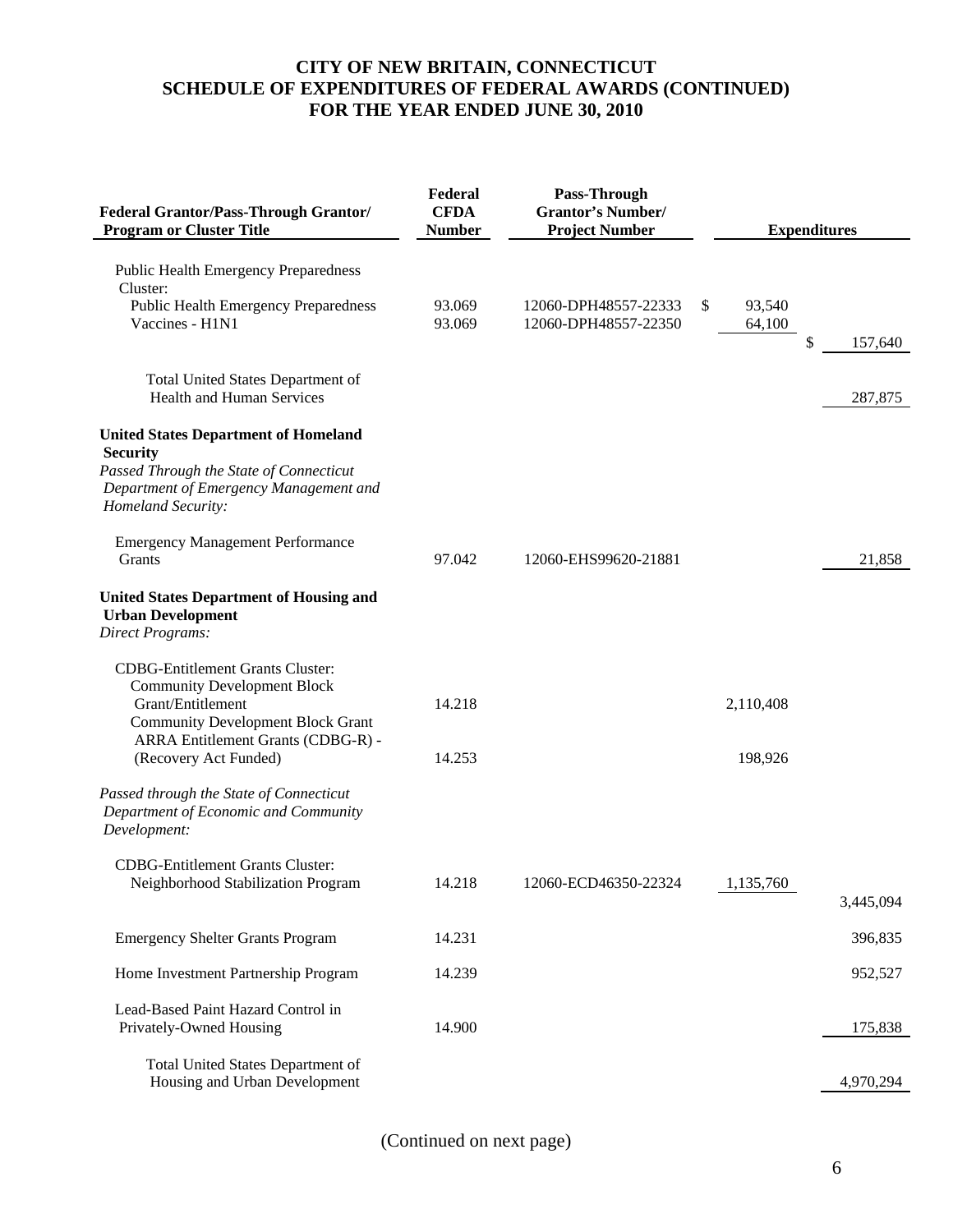# CITY OF NEW BRITAIN, CONNECTICUT
# SCHEDULE OF EXPENDITURES OF FEDERAL AWARDS (CONTINUED)
# FOR THE YEAR ENDED JUNE 30, 2010

| Federal Grantor/Pass-Through Grantor/ Program or Cluster Title | Federal CFDA Number | Pass-Through Grantor's Number/ Project Number | Expenditures | |
|---|---|---|---|---|
| Public Health Emergency Preparedness Cluster: | | | | |
| Public Health Emergency Preparedness | 93.069 | 12060-DPH48557-22333 | $ 93,540 | |
| Vaccines - H1N1 | 93.069 | 12060-DPH48557-22350 | 64,100 | $ 157,640 |
| Total United States Department of Health and Human Services | | | | 287,875 |
| **United States Department of Homeland Security** | | | | |
| *Passed Through the State of Connecticut Department of Emergency Management and Homeland Security:* | | | | |
| Emergency Management Performance Grants | 97.042 | 12060-EHS99620-21881 | | 21,858 |
| **United States Department of Housing and Urban Development** | | | | |
| *Direct Programs:* | | | | |
| CDBG-Entitlement Grants Cluster: | | | | |
| Community Development Block Grant/Entitlement | 14.218 | | 2,110,408 | |
| Community Development Block Grant ARRA Entitlement Grants (CDBG-R) - (Recovery Act Funded) | 14.253 | | 198,926 | |
| *Passed through the State of Connecticut Department of Economic and Community Development:* | | | | |
| CDBG-Entitlement Grants Cluster: | | | | |
| Neighborhood Stabilization Program | 14.218 | 12060-ECD46350-22324 | 1,135,760 | 3,445,094 |
| Emergency Shelter Grants Program | 14.231 | | | 396,835 |
| Home Investment Partnership Program | 14.239 | | | 952,527 |
| Lead-Based Paint Hazard Control in Privately-Owned Housing | 14.900 | | | 175,838 |
| Total United States Department of Housing and Urban Development | | | | 4,970,294 |

(Continued on next page)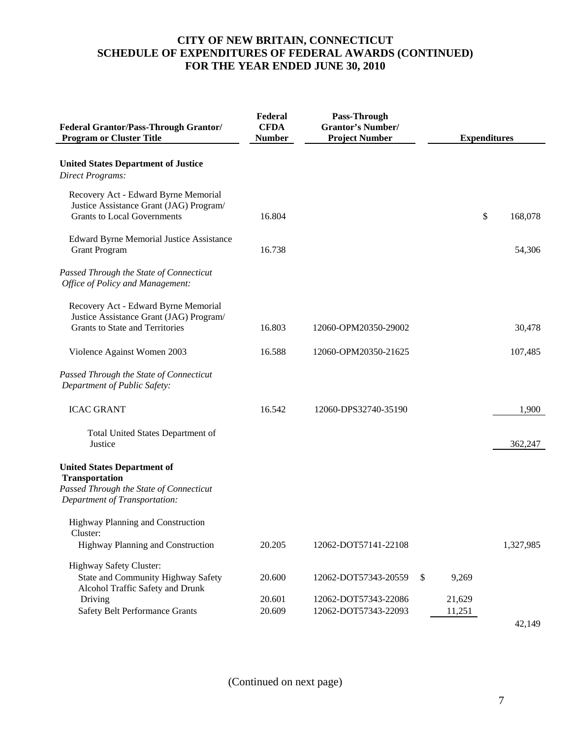# CITY OF NEW BRITAIN, CONNECTICUT
# SCHEDULE OF EXPENDITURES OF FEDERAL AWARDS (CONTINUED)
# FOR THE YEAR ENDED JUNE 30, 2010

| Federal Grantor/Pass-Through Grantor/ Program or Cluster Title | Federal CFDA Number | Pass-Through Grantor's Number/ Project Number | Expenditures | |
|---|---|---|---|---|
| **United States Department of Justice** | | | | |
| *Direct Programs:* | | | | |
| Recovery Act - Edward Byrne Memorial Justice Assistance Grant (JAG) Program/ Grants to Local Governments | 16.804 | | | $ 168,078 |
| Edward Byrne Memorial Justice Assistance Grant Program | 16.738 | | | 54,306 |
| *Passed Through the State of Connecticut Office of Policy and Management:* | | | | |
| Recovery Act - Edward Byrne Memorial Justice Assistance Grant (JAG) Program/ Grants to State and Territories | 16.803 | 12060-OPM20350-29002 | | 30,478 |
| Violence Against Women 2003 | 16.588 | 12060-OPM20350-21625 | | 107,485 |
| *Passed Through the State of Connecticut Department of Public Safety:* | | | | |
| ICAC GRANT | 16.542 | 12060-DPS32740-35190 | | 1,900 |
| Total United States Department of Justice | | | | 362,247 |
| **United States Department of Transportation** | | | | |
| *Passed Through the State of Connecticut Department of Transportation:* | | | | |
| Highway Planning and Construction Cluster: | | | | |
| Highway Planning and Construction | 20.205 | 12062-DOT57141-22108 | | 1,327,985 |
| Highway Safety Cluster: | | | | |
| State and Community Highway Safety | 20.600 | 12062-DOT57343-20559 | $ 9,269 | |
| Alcohol Traffic Safety and Drunk Driving | 20.601 | 12062-DOT57343-22086 | 21,629 | |
| Safety Belt Performance Grants | 20.609 | 12062-DOT57343-22093 | 11,251 | |
| | | | | 42,149 |

(Continued on next page)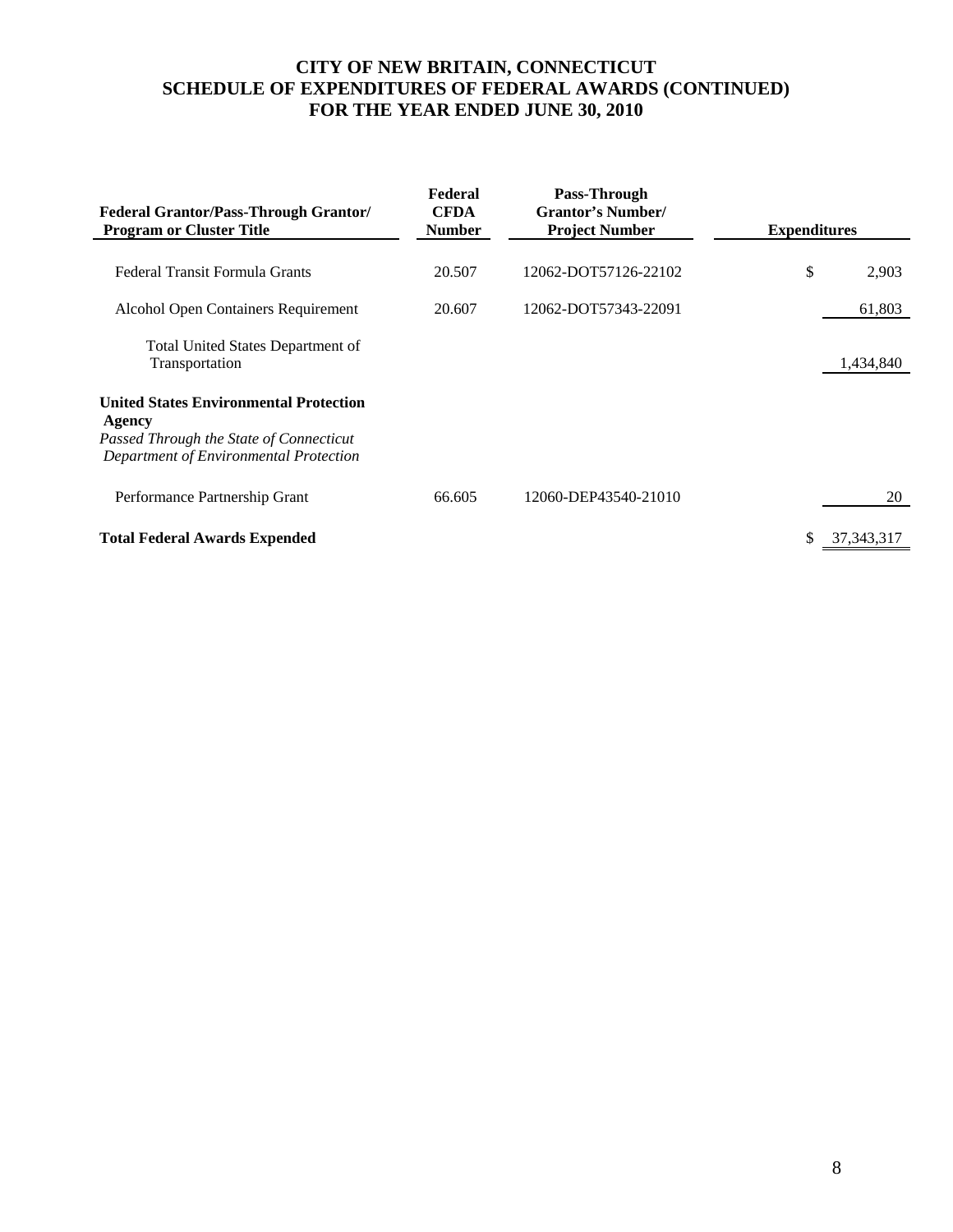# CITY OF NEW BRITAIN, CONNECTICUT
# SCHEDULE OF EXPENDITURES OF FEDERAL AWARDS (CONTINUED)
# FOR THE YEAR ENDED JUNE 30, 2010

| Federal Grantor/Pass-Through Grantor/ Program or Cluster Title | Federal CFDA Number | Pass-Through Grantor's Number/ Project Number | Expenditures |
|---|---|---|---|
| Federal Transit Formula Grants | 20.507 | 12062-DOT57126-22102 | $ 2,903 |
| Alcohol Open Containers Requirement | 20.607 | 12062-DOT57343-22091 | 61,803 |
| Total United States Department of Transportation | | | 1,434,840 |
| **United States Environmental Protection Agency** | | | |
| *Passed Through the State of Connecticut Department of Environmental Protection* | | | |
| Performance Partnership Grant | 66.605 | 12060-DEP43540-21010 | 20 |
| **Total Federal Awards Expended** | | | $ 37,343,317 |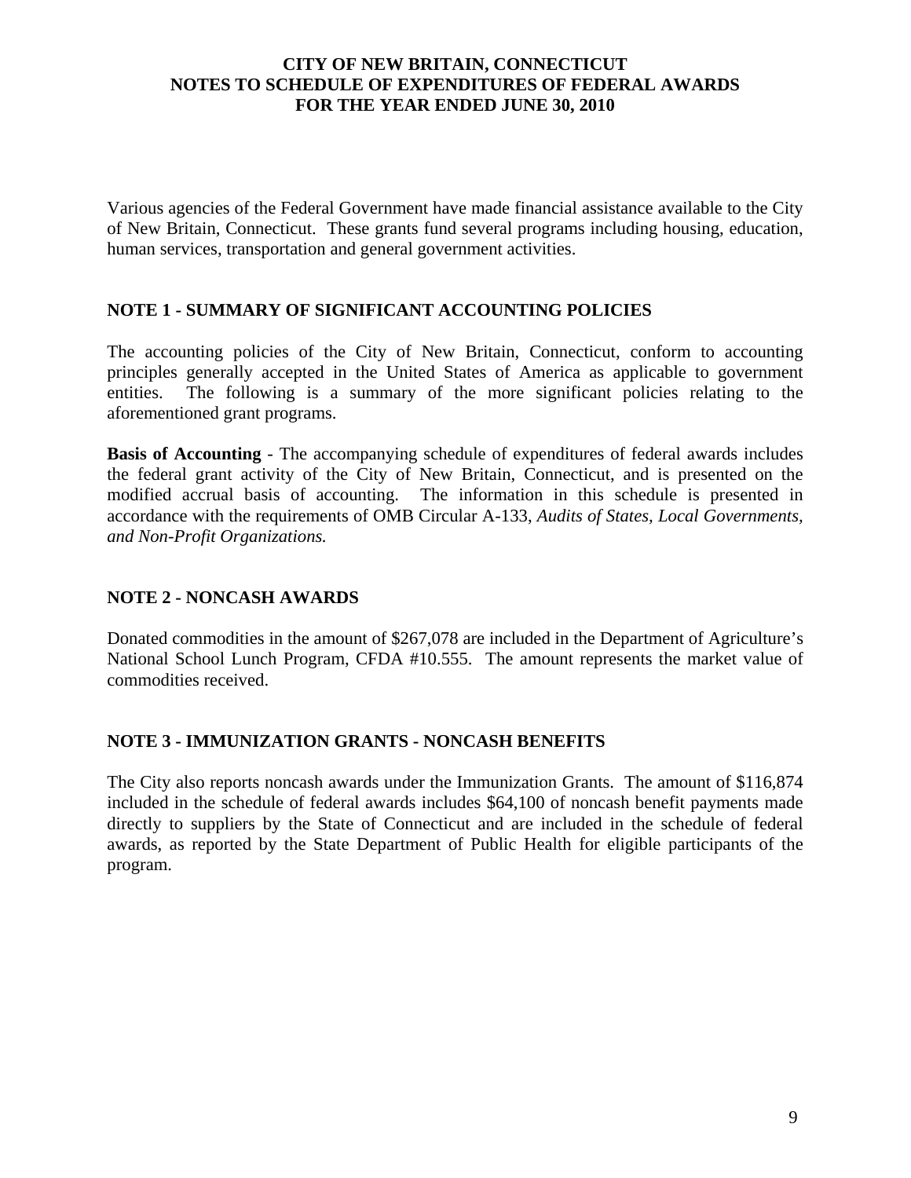# CITY OF NEW BRITAIN, CONNECTICUT
# NOTES TO SCHEDULE OF EXPENDITURES OF FEDERAL AWARDS
# FOR THE YEAR ENDED JUNE 30, 2010

Various agencies of the Federal Government have made financial assistance available to the City of New Britain, Connecticut. These grants fund several programs including housing, education, human services, transportation and general government activities.

## NOTE 1 - SUMMARY OF SIGNIFICANT ACCOUNTING POLICIES

The accounting policies of the City of New Britain, Connecticut, conform to accounting principles generally accepted in the United States of America as applicable to government entities. The following is a summary of the more significant policies relating to the aforementioned grant programs.

**Basis of Accounting** - The accompanying schedule of expenditures of federal awards includes the federal grant activity of the City of New Britain, Connecticut, and is presented on the modified accrual basis of accounting. The information in this schedule is presented in accordance with the requirements of OMB Circular A-133, *Audits of States, Local Governments, and Non-Profit Organizations.*

## NOTE 2 - NONCASH AWARDS

Donated commodities in the amount of $267,078 are included in the Department of Agriculture's National School Lunch Program, CFDA #10.555. The amount represents the market value of commodities received.

## NOTE 3 - IMMUNIZATION GRANTS - NONCASH BENEFITS

The City also reports noncash awards under the Immunization Grants. The amount of $116,874 included in the schedule of federal awards includes $64,100 of noncash benefit payments made directly to suppliers by the State of Connecticut and are included in the schedule of federal awards, as reported by the State Department of Public Health for eligible participants of the program.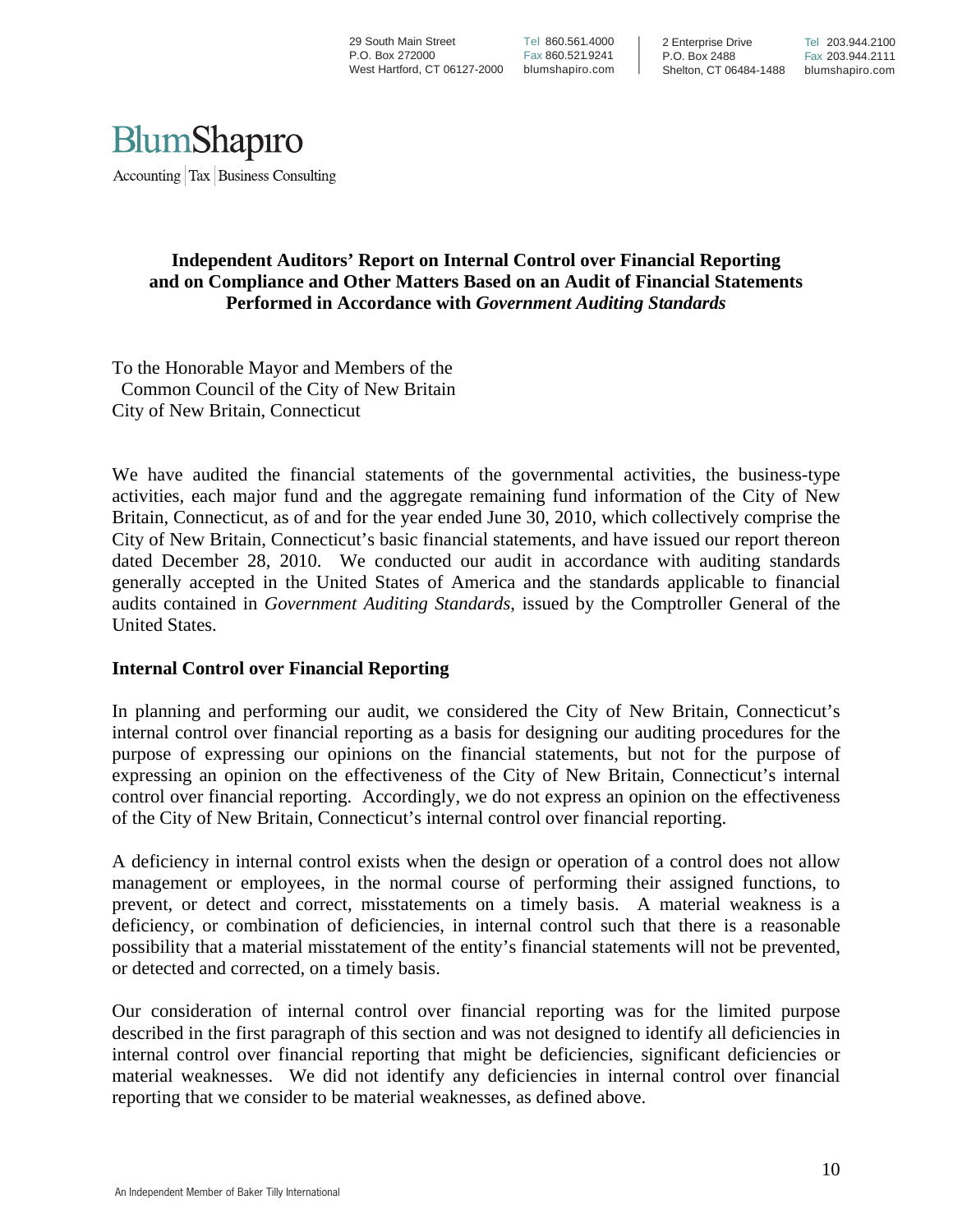29 South Main Street
P.O. Box 272000
West Hartford, CT 06127-2000

Tel 860.561.4000
Fax 860.521.9241
blumshapiro.com

2 Enterprise Drive
P.O. Box 2488
Shelton, CT 06484-1488

Tel 203.944.2100
Fax 203.944.2111
blumshapiro.com

BlumShapiro
Accounting | Tax | Business Consulting

## Independent Auditors' Report on Internal Control over Financial Reporting and on Compliance and Other Matters Based on an Audit of Financial Statements Performed in Accordance with *Government Auditing Standards*

To the Honorable Mayor and Members of the
Common Council of the City of New Britain
City of New Britain, Connecticut

We have audited the financial statements of the governmental activities, the business-type activities, each major fund and the aggregate remaining fund information of the City of New Britain, Connecticut, as of and for the year ended June 30, 2010, which collectively comprise the City of New Britain, Connecticut's basic financial statements, and have issued our report thereon dated December 28, 2010. We conducted our audit in accordance with auditing standards generally accepted in the United States of America and the standards applicable to financial audits contained in *Government Auditing Standards*, issued by the Comptroller General of the United States.

### Internal Control over Financial Reporting

In planning and performing our audit, we considered the City of New Britain, Connecticut's internal control over financial reporting as a basis for designing our auditing procedures for the purpose of expressing our opinions on the financial statements, but not for the purpose of expressing an opinion on the effectiveness of the City of New Britain, Connecticut's internal control over financial reporting. Accordingly, we do not express an opinion on the effectiveness of the City of New Britain, Connecticut's internal control over financial reporting.

A deficiency in internal control exists when the design or operation of a control does not allow management or employees, in the normal course of performing their assigned functions, to prevent, or detect and correct, misstatements on a timely basis. A material weakness is a deficiency, or combination of deficiencies, in internal control such that there is a reasonable possibility that a material misstatement of the entity's financial statements will not be prevented, or detected and corrected, on a timely basis.

Our consideration of internal control over financial reporting was for the limited purpose described in the first paragraph of this section and was not designed to identify all deficiencies in internal control over financial reporting that might be deficiencies, significant deficiencies or material weaknesses. We did not identify any deficiencies in internal control over financial reporting that we consider to be material weaknesses, as defined above.

An Independent Member of Baker Tilly International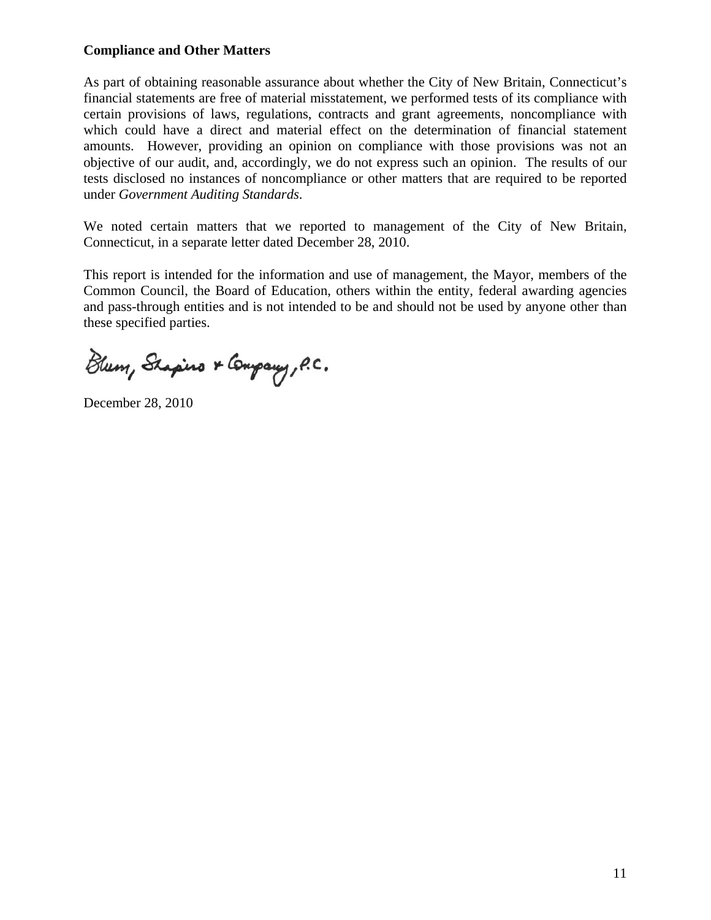**Compliance and Other Matters**

As part of obtaining reasonable assurance about whether the City of New Britain, Connecticut's financial statements are free of material misstatement, we performed tests of its compliance with certain provisions of laws, regulations, contracts and grant agreements, noncompliance with which could have a direct and material effect on the determination of financial statement amounts. However, providing an opinion on compliance with those provisions was not an objective of our audit, and, accordingly, we do not express such an opinion. The results of our tests disclosed no instances of noncompliance or other matters that are required to be reported under *Government Auditing Standards*.

We noted certain matters that we reported to management of the City of New Britain, Connecticut, in a separate letter dated December 28, 2010.

This report is intended for the information and use of management, the Mayor, members of the Common Council, the Board of Education, others within the entity, federal awarding agencies and pass-through entities and is not intended to be and should not be used by anyone other than these specified parties.

Blum, Shapiro & Company, P.C.

December 28, 2010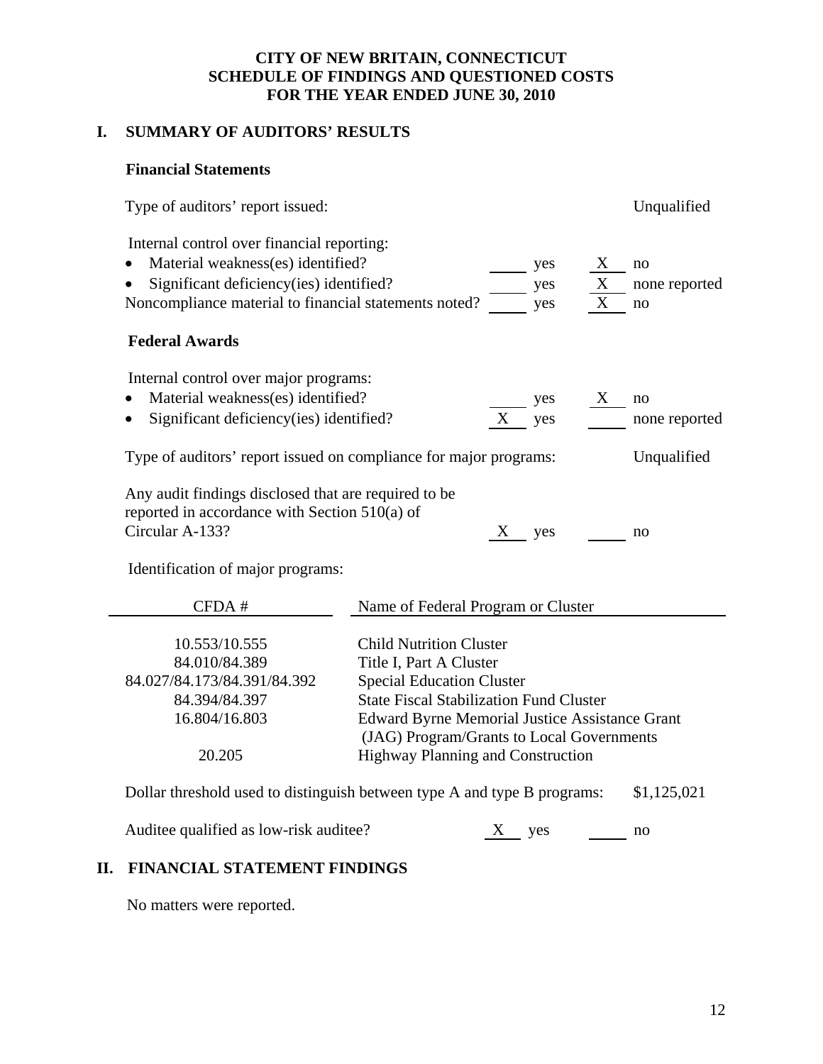# CITY OF NEW BRITAIN, CONNECTICUT
# SCHEDULE OF FINDINGS AND QUESTIONED COSTS
# FOR THE YEAR ENDED JUNE 30, 2010

## I. SUMMARY OF AUDITORS' RESULTS

### Financial Statements

Type of auditors' report issued: Unqualified

Internal control over financial reporting:

- Material weakness(es) identified? ____ yes  X  no
- Significant deficiency(ies) identified? ____ yes  X  none reported

Noncompliance material to financial statements noted? ____ yes  X  no

### Federal Awards

Internal control over major programs:

- Material weakness(es) identified? ____ yes  X  no
- Significant deficiency(ies) identified?  X  yes ____ none reported

Type of auditors' report issued on compliance for major programs: Unqualified

Any audit findings disclosed that are required to be reported in accordance with Section 510(a) of Circular A-133?  X  yes ____ no

Identification of major programs:

| CFDA # | Name of Federal Program or Cluster |
|---|---|
| 10.553/10.555 | Child Nutrition Cluster |
| 84.010/84.389 | Title I, Part A Cluster |
| 84.027/84.173/84.391/84.392 | Special Education Cluster |
| 84.394/84.397 | State Fiscal Stabilization Fund Cluster |
| 16.804/16.803 | Edward Byrne Memorial Justice Assistance Grant (JAG) Program/Grants to Local Governments |
| 20.205 | Highway Planning and Construction |

Dollar threshold used to distinguish between type A and type B programs: $1,125,021

Auditee qualified as low-risk auditee?  X  yes ____ no

## II. FINANCIAL STATEMENT FINDINGS

No matters were reported.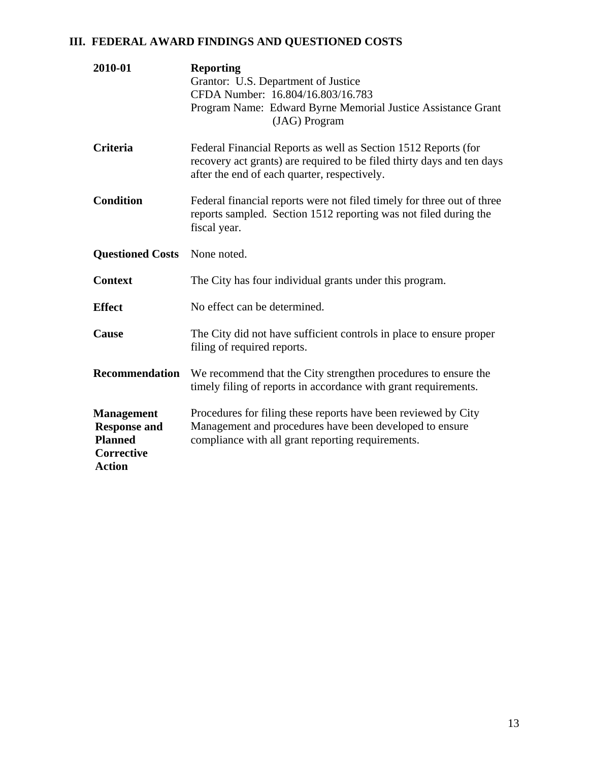## III. FEDERAL AWARD FINDINGS AND QUESTIONED COSTS

| | |
|---|---|
| **2010-01** | **Reporting**<br>Grantor: U.S. Department of Justice<br>CFDA Number: 16.804/16.803/16.783<br>Program Name: Edward Byrne Memorial Justice Assistance Grant (JAG) Program |
| **Criteria** | Federal Financial Reports as well as Section 1512 Reports (for recovery act grants) are required to be filed thirty days and ten days after the end of each quarter, respectively. |
| **Condition** | Federal financial reports were not filed timely for three out of three reports sampled. Section 1512 reporting was not filed during the fiscal year. |
| **Questioned Costs** | None noted. |
| **Context** | The City has four individual grants under this program. |
| **Effect** | No effect can be determined. |
| **Cause** | The City did not have sufficient controls in place to ensure proper filing of required reports. |
| **Recommendation** | We recommend that the City strengthen procedures to ensure the timely filing of reports in accordance with grant requirements. |
| **Management Response and Planned Corrective Action** | Procedures for filing these reports have been reviewed by City Management and procedures have been developed to ensure compliance with all grant reporting requirements. |